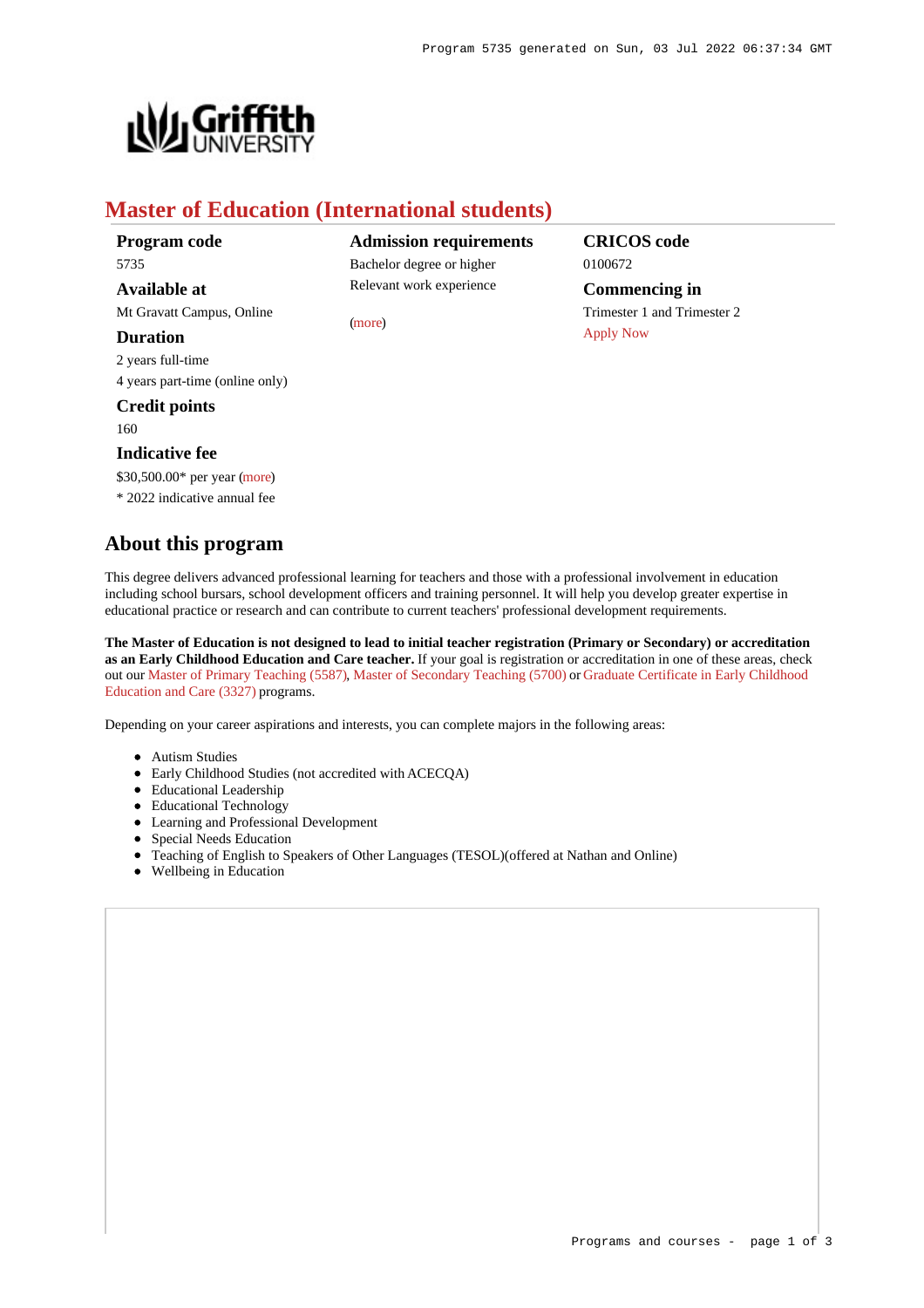# Master of Education (International students)

**Program code**
5735

**Available at**
Mt Gravatt Campus, Online

**Duration**
2 years full-time
4 years part-time (online only)

**Credit points**
160

**Indicative fee**
$30,500.00* per year (more)
* 2022 indicative annual fee

**Admission requirements**
Bachelor degree or higher
Relevant work experience

(more)

**CRICOS code**
0100672

**Commencing in**
Trimester 1 and Trimester 2
Apply Now

## About this program

This degree delivers advanced professional learning for teachers and those with a professional involvement in education including school bursars, school development officers and training personnel. It will help you develop greater expertise in educational practice or research and can contribute to current teachers' professional development requirements.

**The Master of Education is not designed to lead to initial teacher registration (Primary or Secondary) or accreditation as an Early Childhood Education and Care teacher.** If your goal is registration or accreditation in one of these areas, check out our Master of Primary Teaching (5587), Master of Secondary Teaching (5700) or Graduate Certificate in Early Childhood Education and Care (3327) programs.

Depending on your career aspirations and interests, you can complete majors in the following areas:

- Autism Studies
- Early Childhood Studies (not accredited with ACECQA)
- Educational Leadership
- Educational Technology
- Learning and Professional Development
- Special Needs Education
- Teaching of English to Speakers of Other Languages (TESOL)(offered at Nathan and Online)
- Wellbeing in Education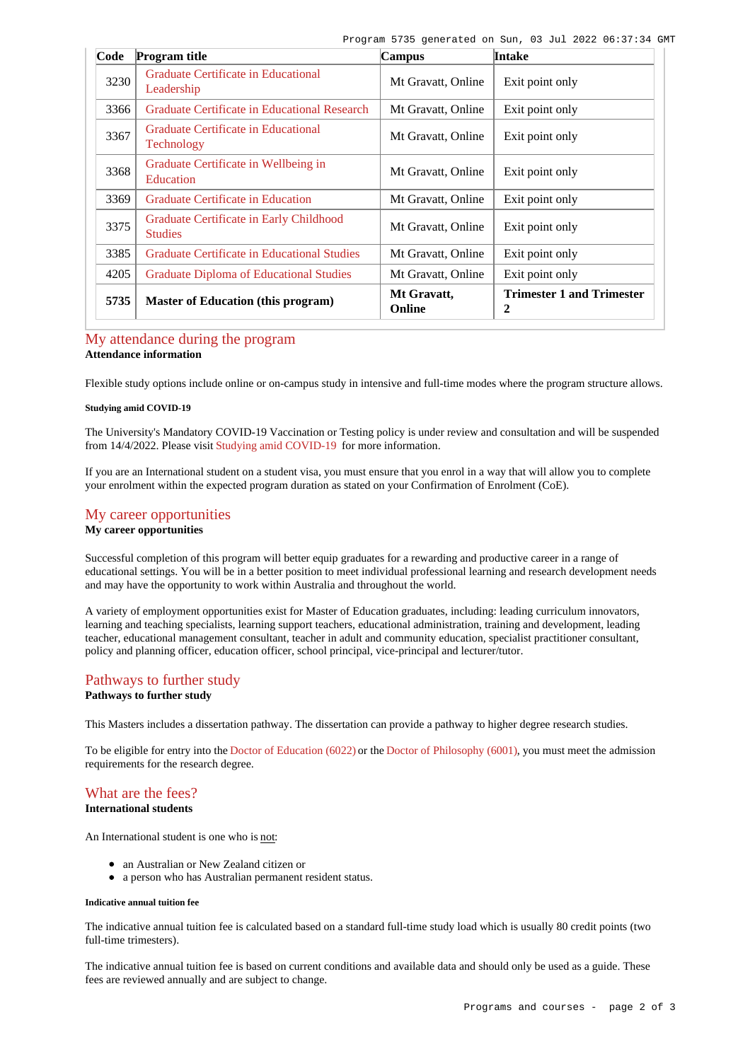| Code | Program title | Campus | Intake |
|---|---|---|---|
| 3230 | Graduate Certificate in Educational Leadership | Mt Gravatt, Online | Exit point only |
| 3366 | Graduate Certificate in Educational Research | Mt Gravatt, Online | Exit point only |
| 3367 | Graduate Certificate in Educational Technology | Mt Gravatt, Online | Exit point only |
| 3368 | Graduate Certificate in Wellbeing in Education | Mt Gravatt, Online | Exit point only |
| 3369 | Graduate Certificate in Education | Mt Gravatt, Online | Exit point only |
| 3375 | Graduate Certificate in Early Childhood Studies | Mt Gravatt, Online | Exit point only |
| 3385 | Graduate Certificate in Educational Studies | Mt Gravatt, Online | Exit point only |
| 4205 | Graduate Diploma of Educational Studies | Mt Gravatt, Online | Exit point only |
| **5735** | **Master of Education (this program)** | **Mt Gravatt, Online** | **Trimester 1 and Trimester 2** |

## My attendance during the program

**Attendance information**

Flexible study options include online or on-campus study in intensive and full-time modes where the program structure allows.

##### Studying amid COVID-19

The University's Mandatory COVID-19 Vaccination or Testing policy is under review and consultation and will be suspended from 14/4/2022. Please visit Studying amid COVID-19 for more information.

If you are an International student on a student visa, you must ensure that you enrol in a way that will allow you to complete your enrolment within the expected program duration as stated on your Confirmation of Enrolment (CoE).

## My career opportunities

**My career opportunities**

Successful completion of this program will better equip graduates for a rewarding and productive career in a range of educational settings. You will be in a better position to meet individual professional learning and research development needs and may have the opportunity to work within Australia and throughout the world.

A variety of employment opportunities exist for Master of Education graduates, including: leading curriculum innovators, learning and teaching specialists, learning support teachers, educational administration, training and development, leading teacher, educational management consultant, teacher in adult and community education, specialist practitioner consultant, policy and planning officer, education officer, school principal, vice-principal and lecturer/tutor.

## Pathways to further study

**Pathways to further study**

This Masters includes a dissertation pathway. The dissertation can provide a pathway to higher degree research studies.

To be eligible for entry into the Doctor of Education (6022) or the Doctor of Philosophy (6001), you must meet the admission requirements for the research degree.

## What are the fees?

**International students**

An International student is one who is not:

- an Australian or New Zealand citizen or
- a person who has Australian permanent resident status.

##### Indicative annual tuition fee

The indicative annual tuition fee is calculated based on a standard full-time study load which is usually 80 credit points (two full-time trimesters).

The indicative annual tuition fee is based on current conditions and available data and should only be used as a guide. These fees are reviewed annually and are subject to change.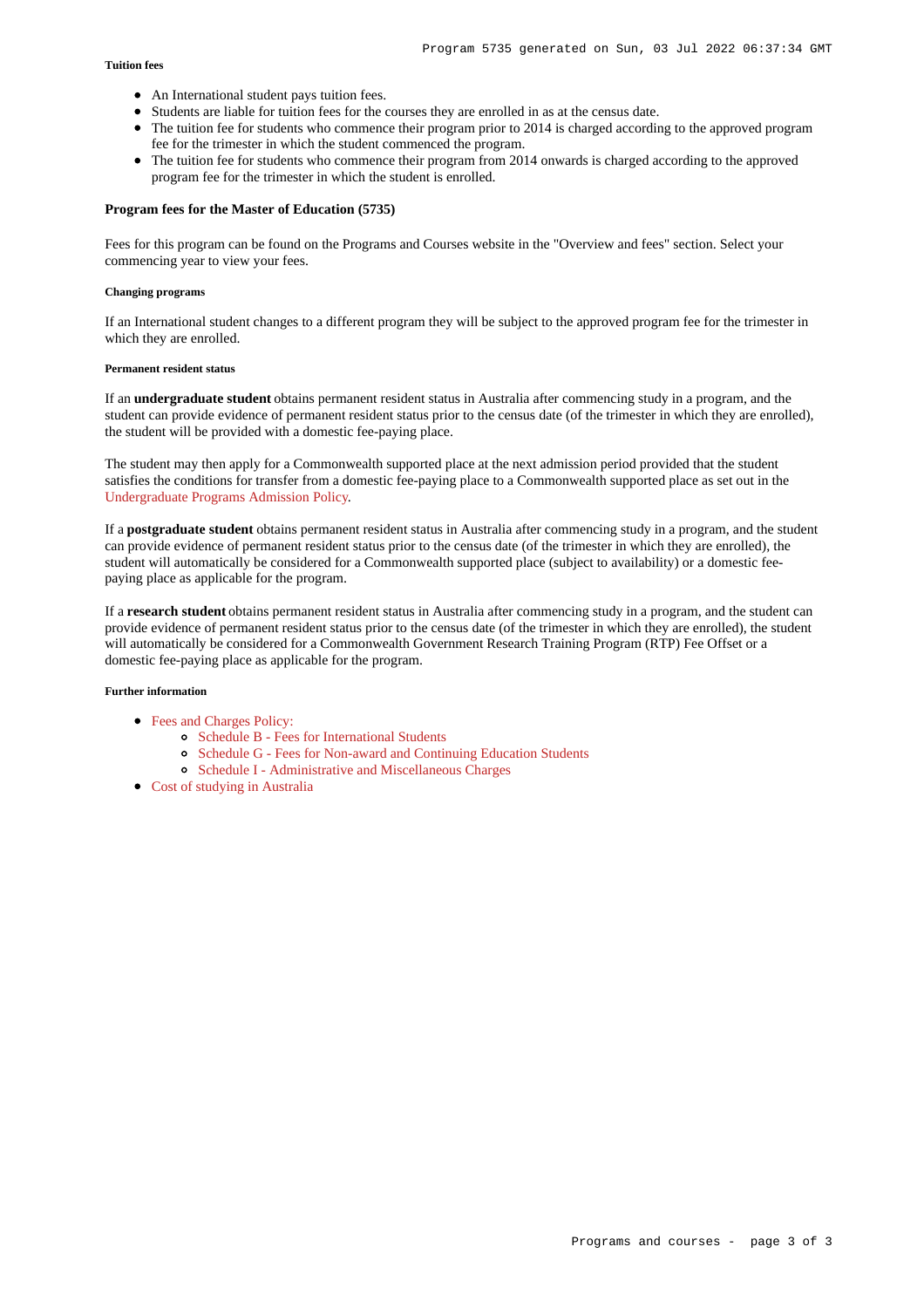#### Tuition fees

- An International student pays tuition fees.
- Students are liable for tuition fees for the courses they are enrolled in as at the census date.
- The tuition fee for students who commence their program prior to 2014 is charged according to the approved program fee for the trimester in which the student commenced the program.
- The tuition fee for students who commence their program from 2014 onwards is charged according to the approved program fee for the trimester in which the student is enrolled.

### Program fees for the Master of Education (5735)

Fees for this program can be found on the Programs and Courses website in the "Overview and fees" section. Select your commencing year to view your fees.

#### Changing programs

If an International student changes to a different program they will be subject to the approved program fee for the trimester in which they are enrolled.

#### Permanent resident status

If an **undergraduate student** obtains permanent resident status in Australia after commencing study in a program, and the student can provide evidence of permanent resident status prior to the census date (of the trimester in which they are enrolled), the student will be provided with a domestic fee-paying place.

The student may then apply for a Commonwealth supported place at the next admission period provided that the student satisfies the conditions for transfer from a domestic fee-paying place to a Commonwealth supported place as set out in the Undergraduate Programs Admission Policy.

If a **postgraduate student** obtains permanent resident status in Australia after commencing study in a program, and the student can provide evidence of permanent resident status prior to the census date (of the trimester in which they are enrolled), the student will automatically be considered for a Commonwealth supported place (subject to availability) or a domestic fee-paying place as applicable for the program.

If a **research student** obtains permanent resident status in Australia after commencing study in a program, and the student can provide evidence of permanent resident status prior to the census date (of the trimester in which they are enrolled), the student will automatically be considered for a Commonwealth Government Research Training Program (RTP) Fee Offset or a domestic fee-paying place as applicable for the program.

#### Further information

- Fees and Charges Policy:
  - Schedule B - Fees for International Students
  - Schedule G - Fees for Non-award and Continuing Education Students
  - Schedule I - Administrative and Miscellaneous Charges
- Cost of studying in Australia